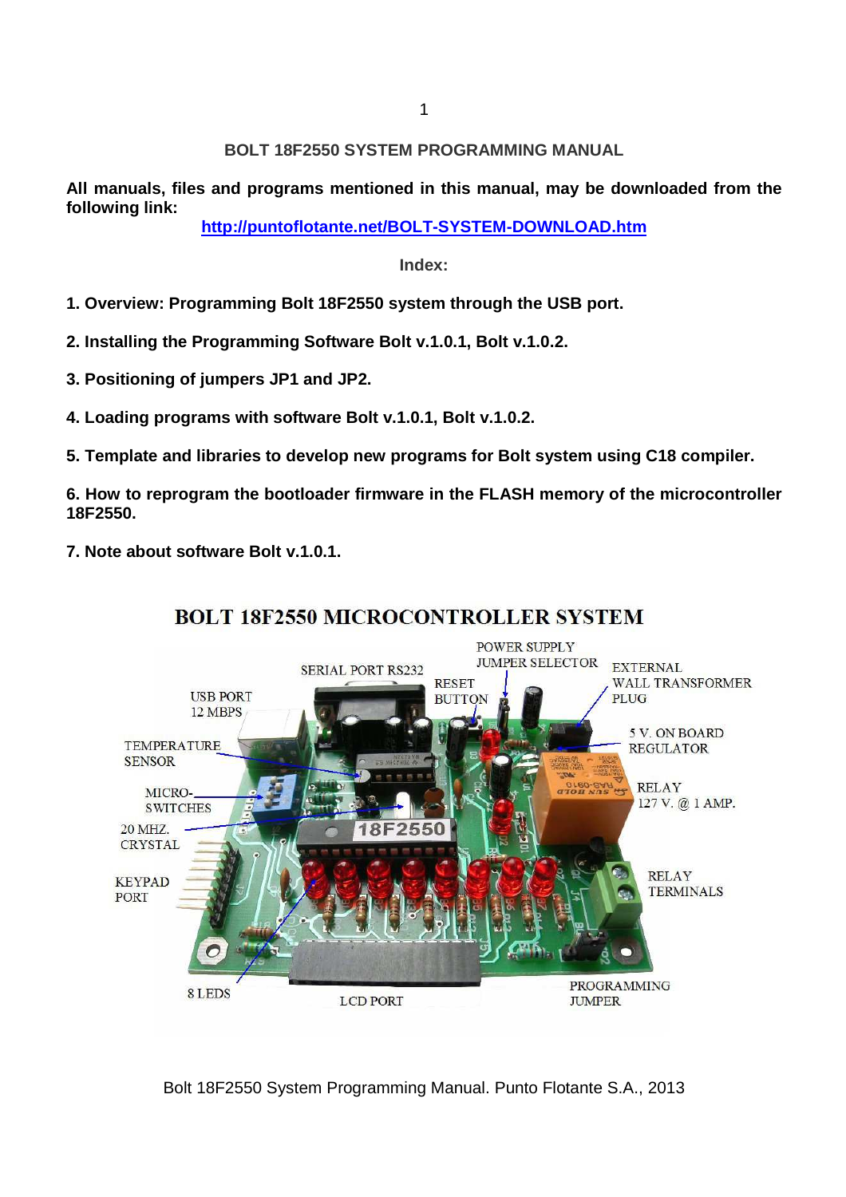# BOLT 18F2550 SYSTEM PROGRAMMING MANUAL

**All manuals, files and programs mentioned in this manual, may be downloaded from the following link:**

**http://puntoflotante.net/BOLT-SYSTEM-DOWNLOAD.htm**

**Index:**

**1. Overview: Programming Bolt 18F2550 system through the USB port.**

**2. Installing the Programming Software Bolt v.1.0.1, Bolt v.1.0.2.**

**3. Positioning of jumpers JP1 and JP2.**

**4. Loading programs with software Bolt v.1.0.1, Bolt v.1.0.2.**

**5. Template and libraries to develop new programs for Bolt system using C18 compiler.**

**6. How to reprogram the bootloader firmware in the FLASH memory of the microcontroller 18F2550.**

**7. Note about software Bolt v.1.0.1.**

## BOLT 18F2550 MICROCONTROLLER SYSTEM

POWER SUPPLY JUMPER SELECTOR

SERIAL PORT RS232

RESET BUTTON

EXTERNAL WALL TRANSFORMER PLUG

USB PORT 12 MBPS

5 V. ON BOARD REGULATOR

TEMPERATURE SENSOR

RELAY 127 V. @ 1 AMP.

MICRO-SWITCHES

20 MHZ. CRYSTAL

KEYPAD PORT

RELAY TERMINALS

8 LEDS

LCD PORT

PROGRAMMING JUMPER

Bolt 18F2550 System Programming Manual. Punto Flotante S.A., 2013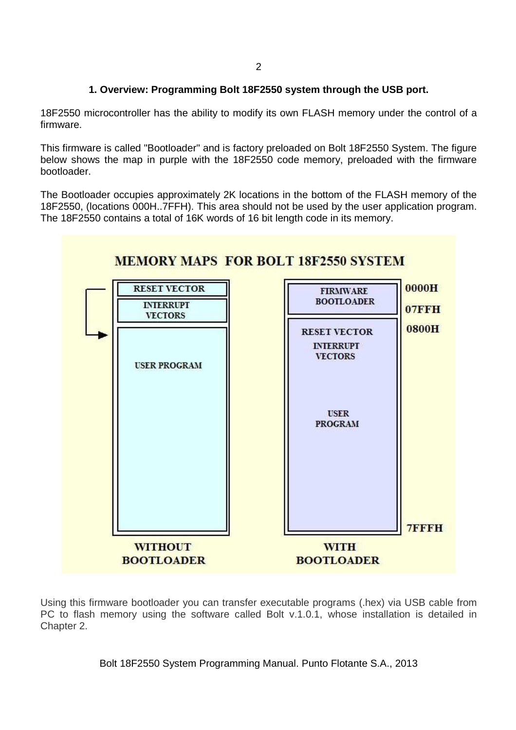## 1. Overview: Programming Bolt 18F2550 system through the USB port.

18F2550 microcontroller has the ability to modify its own FLASH memory under the control of a firmware.

This firmware is called "Bootloader" and is factory preloaded on Bolt 18F2550 System. The figure below shows the map in purple with the 18F2550 code memory, preloaded with the firmware bootloader.

The Bootloader occupies approximately 2K locations in the bottom of the FLASH memory of the 18F2550, (locations 000H..7FFH). This area should not be used by the user application program. The 18F2550 contains a total of 16K words of 16 bit length code in its memory.

Using this firmware bootloader you can transfer executable programs (.hex) via USB cable from PC to flash memory using the software called Bolt v.1.0.1, whose installation is detailed in Chapter 2.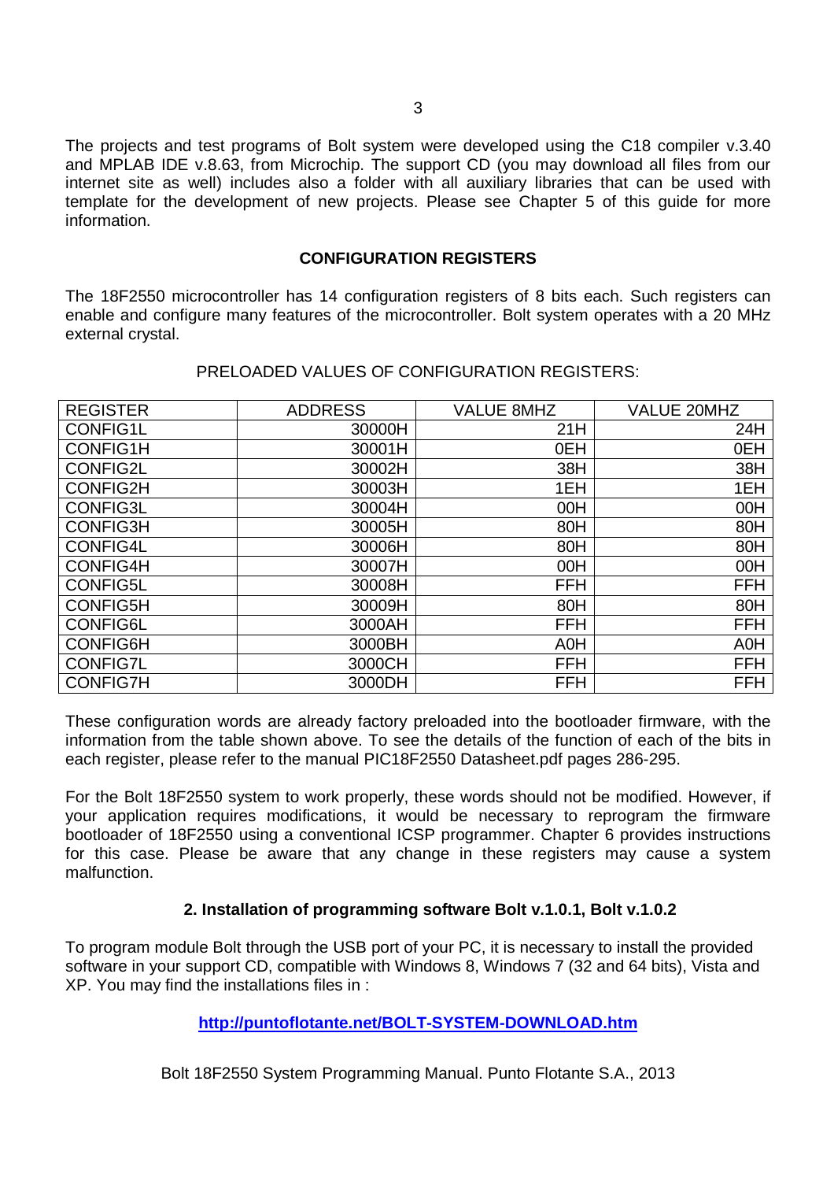The projects and test programs of Bolt system were developed using the C18 compiler v.3.40 and MPLAB IDE v.8.63, from Microchip. The support CD (you may download all files from our internet site as well) includes also a folder with all auxiliary libraries that can be used with template for the development of new projects. Please see Chapter 5 of this guide for more information.

## CONFIGURATION REGISTERS

The 18F2550 microcontroller has 14 configuration registers of 8 bits each. Such registers can enable and configure many features of the microcontroller. Bolt system operates with a 20 MHz external crystal.

PRELOADED VALUES OF CONFIGURATION REGISTERS:

| REGISTER | ADDRESS | VALUE 8MHZ | VALUE 20MHZ |
|---|---:|---:|---:|
| CONFIG1L | 30000H | 21H | 24H |
| CONFIG1H | 30001H | 0EH | 0EH |
| CONFIG2L | 30002H | 38H | 38H |
| CONFIG2H | 30003H | 1EH | 1EH |
| CONFIG3L | 30004H | 00H | 00H |
| CONFIG3H | 30005H | 80H | 80H |
| CONFIG4L | 30006H | 80H | 80H |
| CONFIG4H | 30007H | 00H | 00H |
| CONFIG5L | 30008H | FFH | FFH |
| CONFIG5H | 30009H | 80H | 80H |
| CONFIG6L | 3000AH | FFH | FFH |
| CONFIG6H | 3000BH | A0H | A0H |
| CONFIG7L | 3000CH | FFH | FFH |
| CONFIG7H | 3000DH | FFH | FFH |

These configuration words are already factory preloaded into the bootloader firmware, with the information from the table shown above. To see the details of the function of each of the bits in each register, please refer to the manual PIC18F2550 Datasheet.pdf pages 286-295.

For the Bolt 18F2550 system to work properly, these words should not be modified. However, if your application requires modifications, it would be necessary to reprogram the firmware bootloader of 18F2550 using a conventional ICSP programmer. Chapter 6 provides instructions for this case. Please be aware that any change in these registers may cause a system malfunction.

## 2. Installation of programming software Bolt v.1.0.1, Bolt v.1.0.2

To program module Bolt through the USB port of your PC, it is necessary to install the provided software in your support CD, compatible with Windows 8, Windows 7 (32 and 64 bits), Vista and XP. You may find the installations files in :

**http://puntoflotante.net/BOLT-SYSTEM-DOWNLOAD.htm**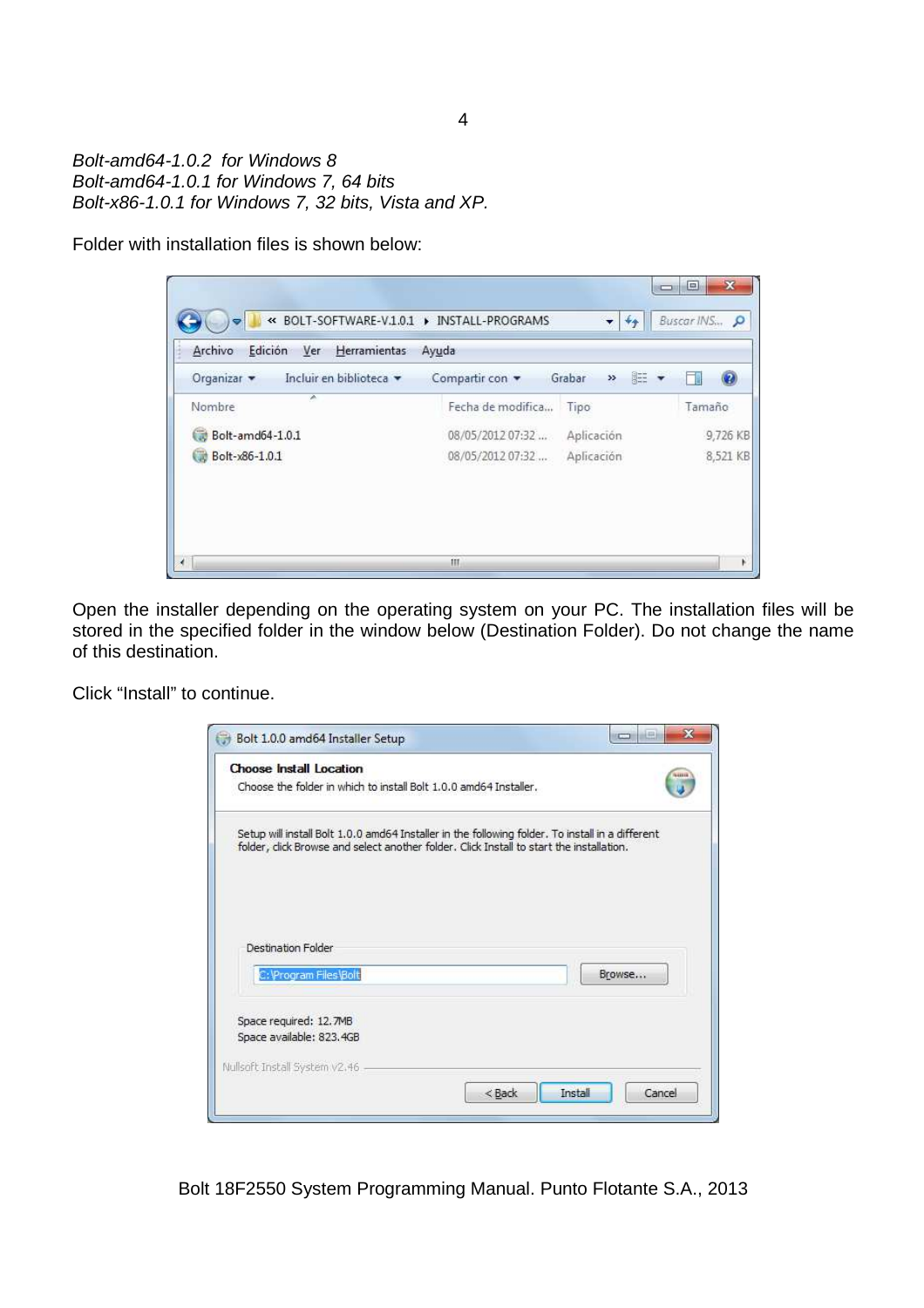*Bolt-amd64-1.0.2 for Windows 8*
*Bolt-amd64-1.0.1 for Windows 7, 64 bits*
*Bolt-x86-1.0.1 for Windows 7, 32 bits, Vista and XP.*

Folder with installation files is shown below:

Open the installer depending on the operating system on your PC. The installation files will be stored in the specified folder in the window below (Destination Folder). Do not change the name of this destination.

Click "Install" to continue.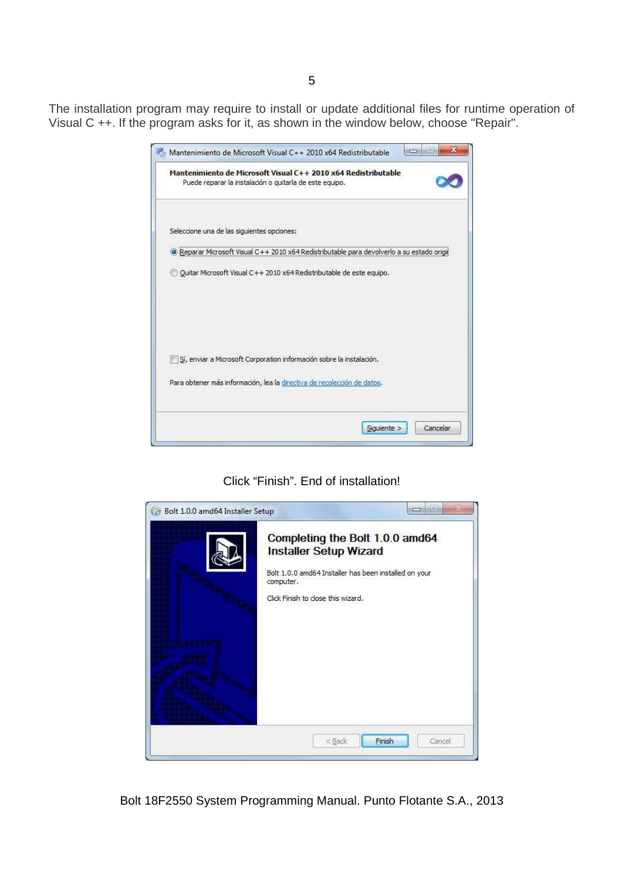The installation program may require to install or update additional files for runtime operation of Visual C ++. If the program asks for it, as shown in the window below, choose "Repair".

Click “Finish”. End of installation!

Bolt 18F2550 System Programming Manual. Punto Flotante S.A., 2013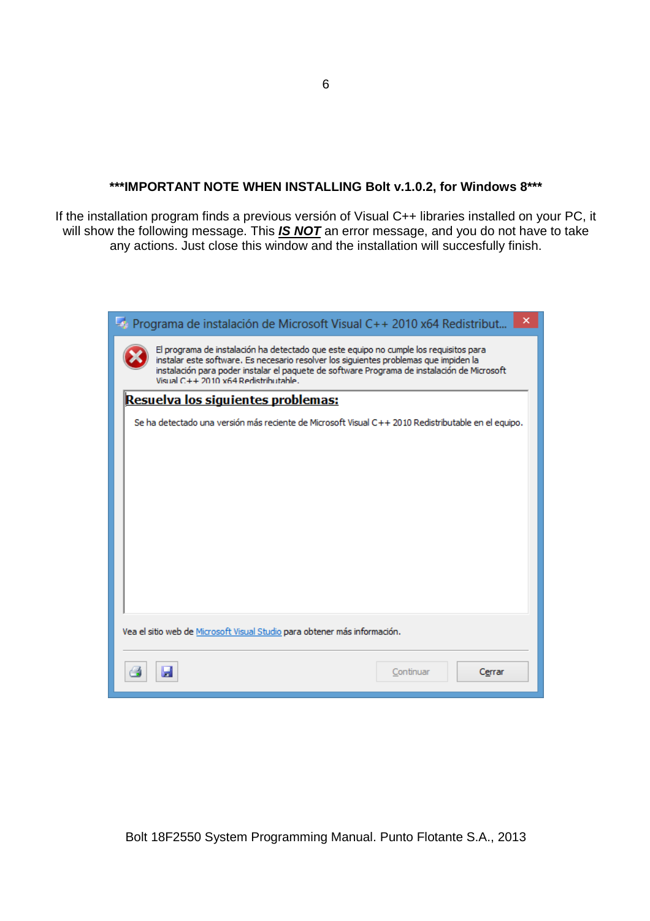**\*\*\*IMPORTANT NOTE WHEN INSTALLING Bolt v.1.0.2, for Windows 8\*\*\***

If the installation program finds a previous versión of Visual C++ libraries installed on your PC, it will show the following message. This ***IS NOT*** an error message, and you do not have to take any actions. Just close this window and the installation will succesfully finish.

Programa de instalación de Microsoft Visual C++ 2010 x64 Redistribut...

El programa de instalación ha detectado que este equipo no cumple los requisitos para instalar este software. Es necesario resolver los siguientes problemas que impiden la instalación para poder instalar el paquete de software Programa de instalación de Microsoft Visual C++ 2010 x64 Redistributable.

**Resuelva los siguientes problemas:**

Se ha detectado una versión más reciente de Microsoft Visual C++ 2010 Redistributable en el equipo.

Vea el sitio web de Microsoft Visual Studio para obtener más información.

Continuar | Cerrar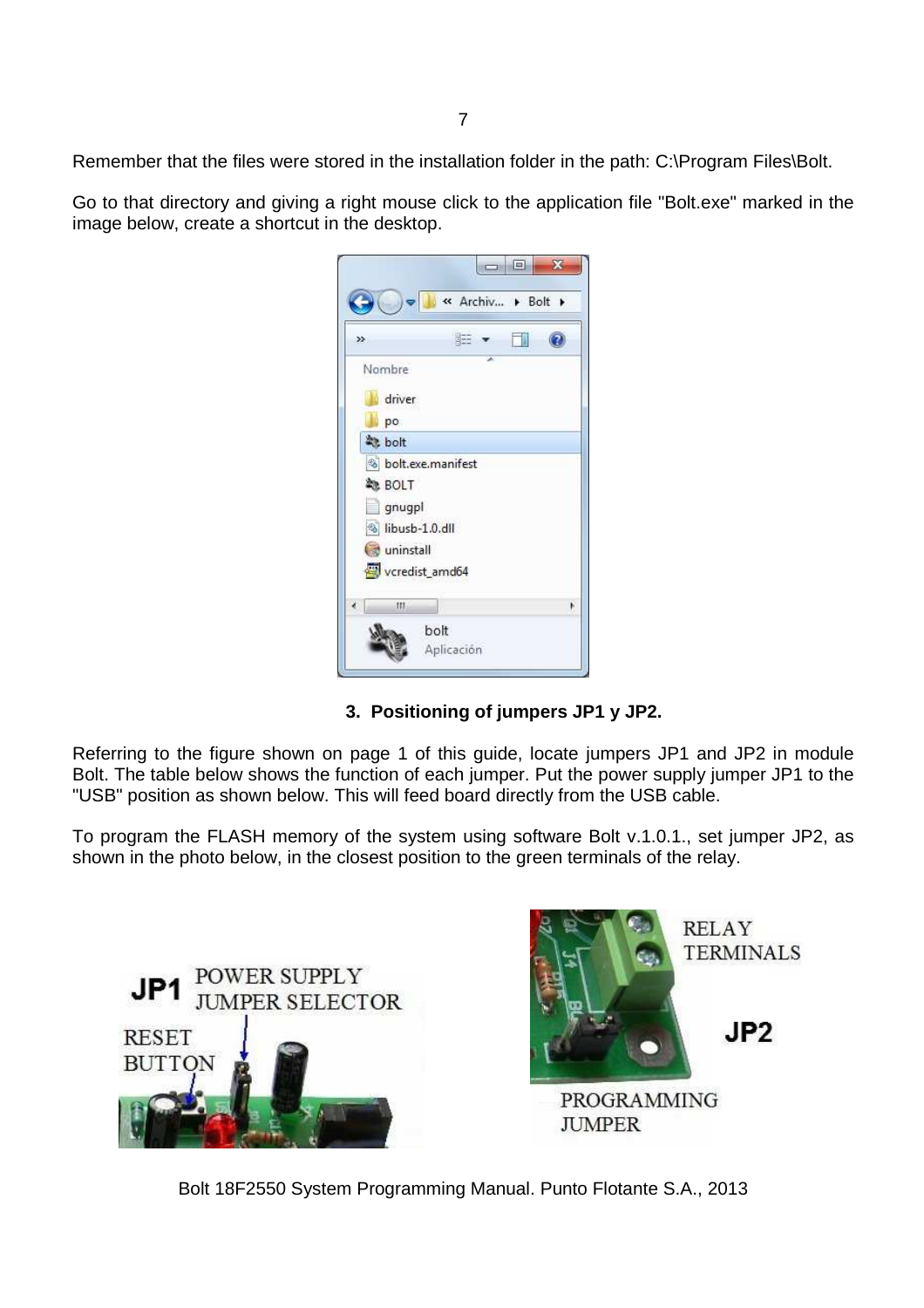Remember that the files were stored in the installation folder in the path: C:\Program Files\Bolt.

Go to that directory and giving a right mouse click to the application file "Bolt.exe" marked in the image below, create a shortcut in the desktop.

### 3. Positioning of jumpers JP1 y JP2.

Referring to the figure shown on page 1 of this guide, locate jumpers JP1 and JP2 in module Bolt. The table below shows the function of each jumper. Put the power supply jumper JP1 to the "USB" position as shown below. This will feed board directly from the USB cable.

To program the FLASH memory of the system using software Bolt v.1.0.1., set jumper JP2, as shown in the photo below, in the closest position to the green terminals of the relay.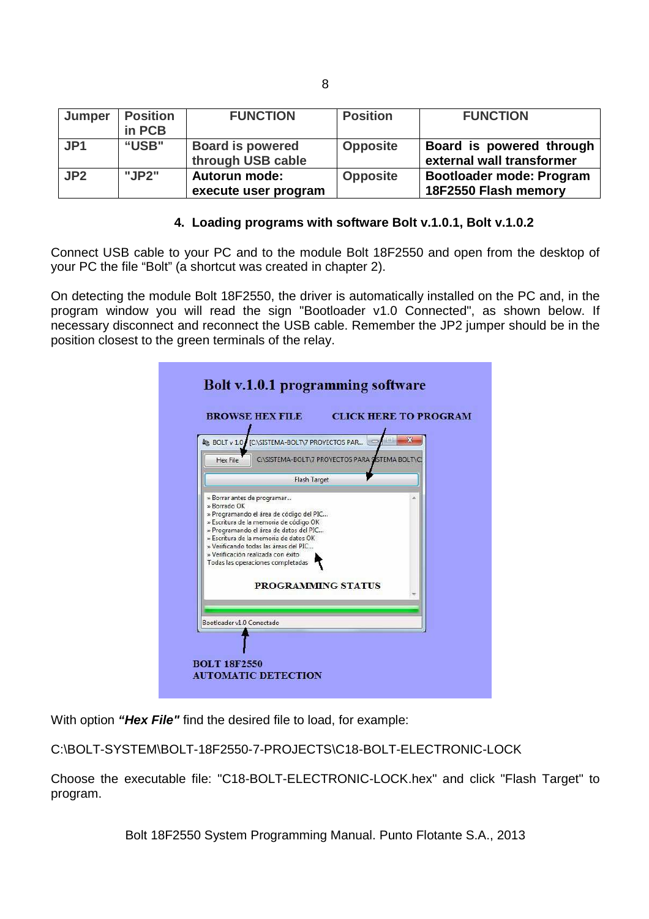| Jumper | Position in PCB | FUNCTION | Position | FUNCTION |
|---|---|---|---|---|
| **JP1** | **"USB"** | **Board is powered through USB cable** | **Opposite** | **Board is powered through external wall transformer** |
| **JP2** | **"JP2"** | **Autorun mode: execute user program** | **Opposite** | **Bootloader mode: Program 18F2550 Flash memory** |

## 4. Loading programs with software Bolt v.1.0.1, Bolt v.1.0.2

Connect USB cable to your PC and to the module Bolt 18F2550 and open from the desktop of your PC the file "Bolt" (a shortcut was created in chapter 2).

On detecting the module Bolt 18F2550, the driver is automatically installed on the PC and, in the program window you will read the sign "Bootloader v1.0 Connected", as shown below. If necessary disconnect and reconnect the USB cable. Remember the JP2 jumper should be in the position closest to the green terminals of the relay.

With option ***"Hex File"*** find the desired file to load, for example:

C:\BOLT-SYSTEM\BOLT-18F2550-7-PROJECTS\C18-BOLT-ELECTRONIC-LOCK

Choose the executable file: "C18-BOLT-ELECTRONIC-LOCK.hex" and click "Flash Target" to program.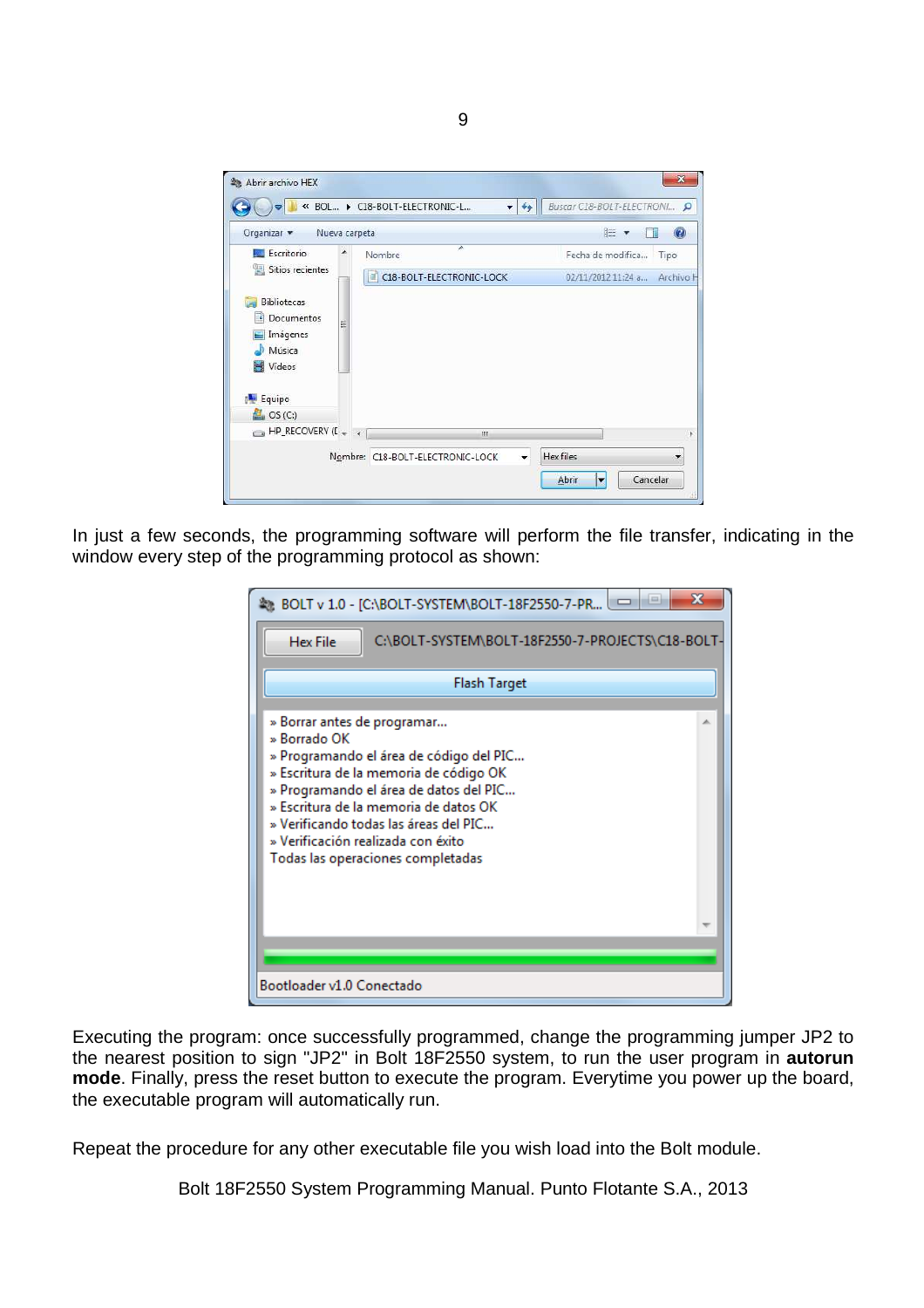In just a few seconds, the programming software will perform the file transfer, indicating in the window every step of the programming protocol as shown:

Executing the program: once successfully programmed, change the programming jumper JP2 to the nearest position to sign "JP2" in Bolt 18F2550 system, to run the user program in **autorun mode**. Finally, press the reset button to execute the program. Everytime you power up the board, the executable program will automatically run.

Repeat the procedure for any other executable file you wish load into the Bolt module.

Bolt 18F2550 System Programming Manual. Punto Flotante S.A., 2013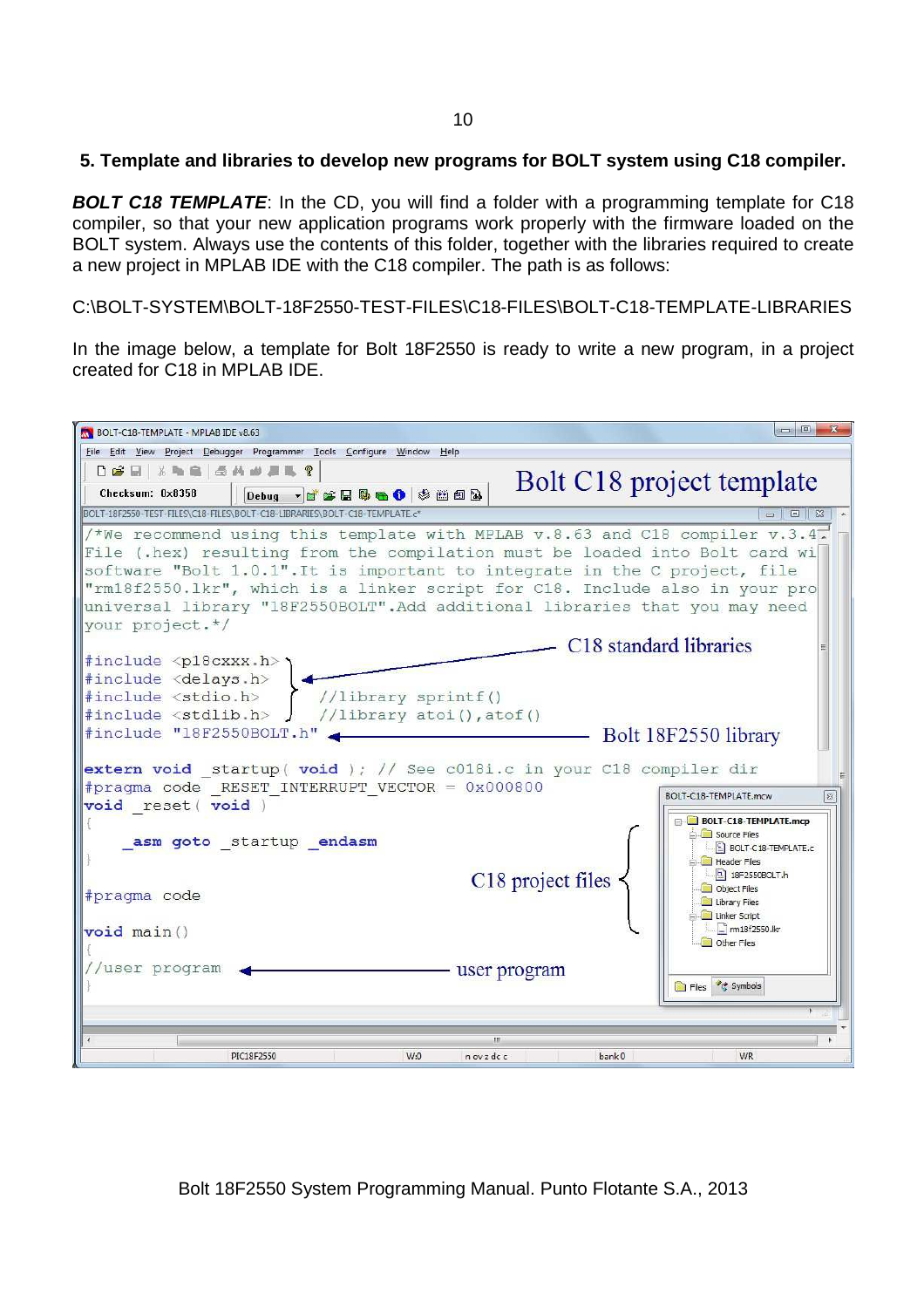## 5. Template and libraries to develop new programs for BOLT system using C18 compiler.

***BOLT C18 TEMPLATE***: In the CD, you will find a folder with a programming template for C18 compiler, so that your new application programs work properly with the firmware loaded on the BOLT system. Always use the contents of this folder, together with the libraries required to create a new project in MPLAB IDE with the C18 compiler. The path is as follows:

C:\BOLT-SYSTEM\BOLT-18F2550-TEST-FILES\C18-FILES\BOLT-C18-TEMPLATE-LIBRARIES

In the image below, a template for Bolt 18F2550 is ready to write a new program, in a project created for C18 in MPLAB IDE.

Bolt C18 project template

```c
/*We recommend using this template with MPLAB v.8.63 and C18 compiler v.3.4
File (.hex) resulting from the compilation must be loaded into Bolt card wi
software "Bolt 1.0.1".It is important to integrate in the C project, file
"rm18f2550.lkr", which is a linker script for C18. Include also in your pro
universal library "18F2550BOLT".Add additional libraries that you may need
your project.*/

#include <p18cxxx.h>
#include <delays.h>
#include <stdio.h>      //library sprintf()
#include <stdlib.h>     //library atoi(),atof()
#include "18F2550BOLT.h"

extern void _startup( void ); // See c018i.c in your C18 compiler dir
#pragma code _RESET_INTERRUPT_VECTOR = 0x000800
void _reset( void )
{
    _asm goto _startup _endasm
}

#pragma code

void main()
{
//user program
}
```

C18 standard libraries → `<p18cxxx.h>`, `<delays.h>`, `<stdio.h>`, `<stdlib.h>`

Bolt 18F2550 library → `"18F2550BOLT.h"`

user program → `//user program`

C18 project files:

- BOLT-C18-TEMPLATE.mcp
  - Source Files
    - BOLT-C18-TEMPLATE.c
  - Header Files
    - 18F2550BOLT.h
  - Object Files
  - Library Files
  - Linker Script
    - rm18f2550.lkr
  - Other Files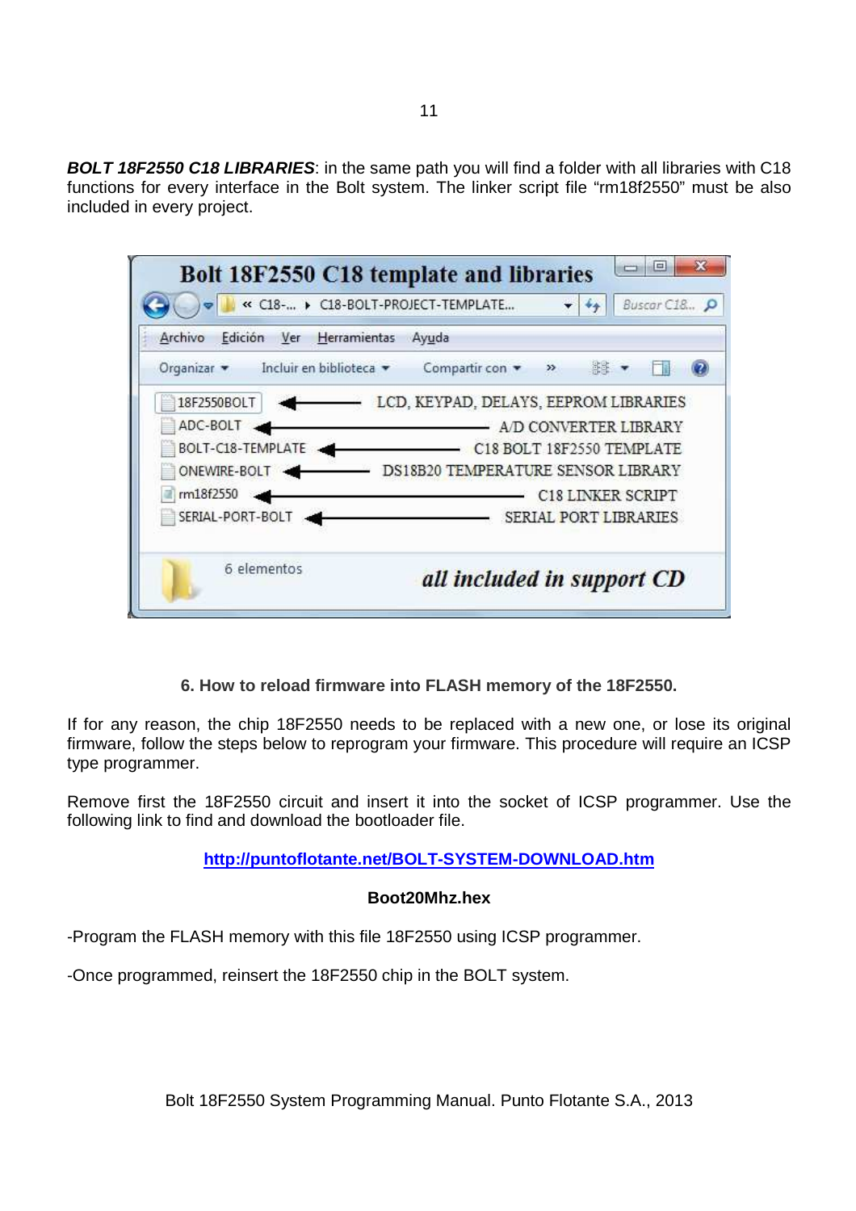***BOLT 18F2550 C18 LIBRARIES***: in the same path you will find a folder with all libraries with C18 functions for every interface in the Bolt system. The linker script file “rm18f2550” must be also included in every project.

## 6. How to reload firmware into FLASH memory of the 18F2550.

If for any reason, the chip 18F2550 needs to be replaced with a new one, or lose its original firmware, follow the steps below to reprogram your firmware. This procedure will require an ICSP type programmer.

Remove first the 18F2550 circuit and insert it into the socket of ICSP programmer. Use the following link to find and download the bootloader file.

**[http://puntoflotante.net/BOLT-SYSTEM-DOWNLOAD.htm](http://puntoflotante.net/BOLT-SYSTEM-DOWNLOAD.htm)**

**Boot20Mhz.hex**

-Program the FLASH memory with this file 18F2550 using ICSP programmer.

-Once programmed, reinsert the 18F2550 chip in the BOLT system.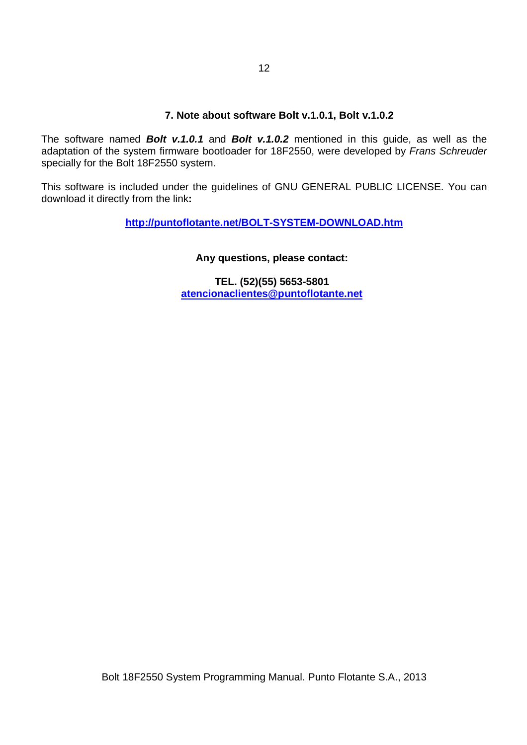## 7. Note about software Bolt v.1.0.1, Bolt v.1.0.2

The software named ***Bolt v.1.0.1*** and ***Bolt v.1.0.2*** mentioned in this guide, as well as the adaptation of the system firmware bootloader for 18F2550, were developed by *Frans Schreuder* specially for the Bolt 18F2550 system.

This software is included under the guidelines of GNU GENERAL PUBLIC LICENSE. You can download it directly from the link**:**

**http://puntoflotante.net/BOLT-SYSTEM-DOWNLOAD.htm**

**Any questions, please contact:**

**TEL. (52)(55) 5653-5801**
**atencionaclientes@puntoflotante.net**